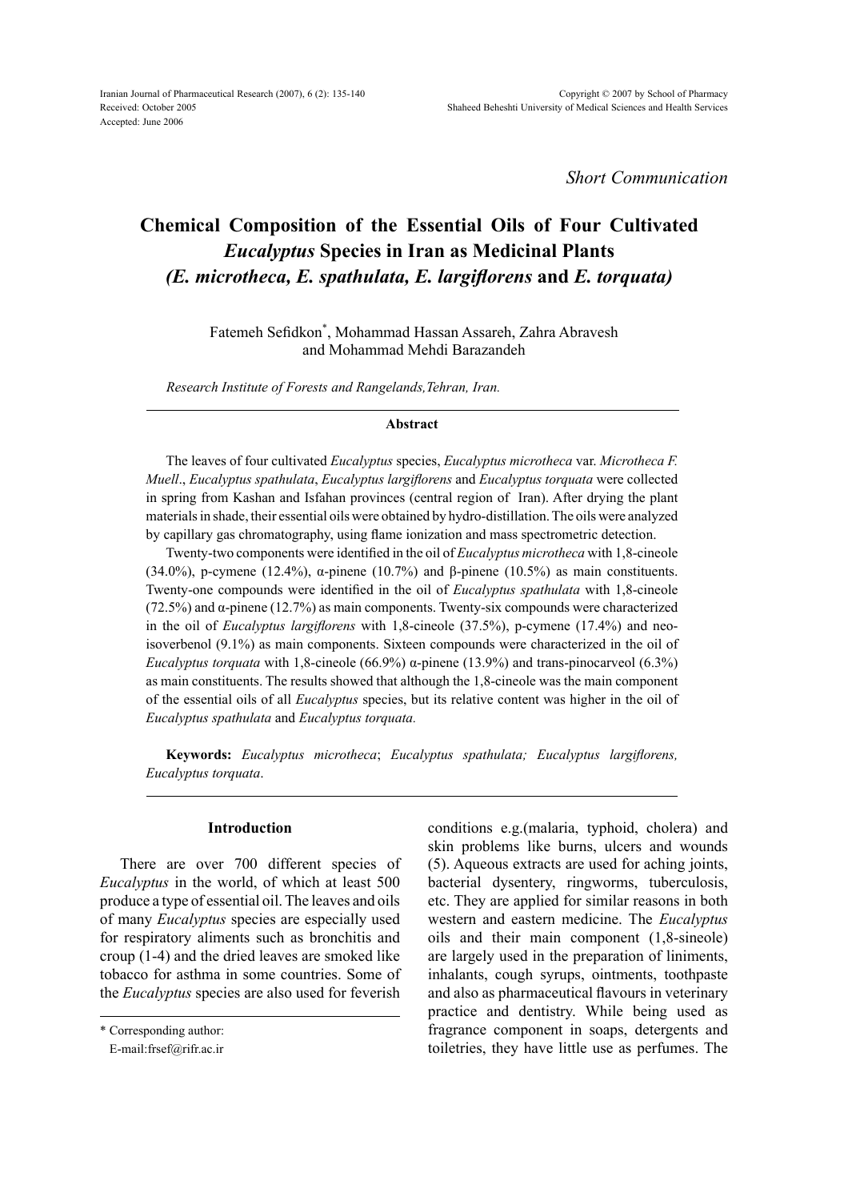*Short Communication*

# Chemical Composition of the Essential Oils of Four Cultivated *Eucalyptus* Species in Iran as Medicinal Plants *(E. microtheca, E. spathulata, E. largiflorens* and *E. torquata)*

Fatemeh Sefidkon*, Mohammad Hassan Assareh, Zahra Abravesh and Mohammad Mehdi Barazandeh

*Research Institute of Forests and Rangelands,Tehran, Iran.*

## Abstract

The leaves of four cultivated *Eucalyptus* species, *Eucalyptus microtheca* var. *Microtheca F. Muell*., *Eucalyptus spathulata*, *Eucalyptus largiflorens* and *Eucalyptus torquata* were collected in spring from Kashan and Isfahan provinces (central region of Iran). After drying the plant materials in shade, their essential oils were obtained by hydro-distillation. The oils were analyzed by capillary gas chromatography, using flame ionization and mass spectrometric detection.

Twenty-two components were identified in the oil of *Eucalyptus microtheca* with 1,8-cineole (34.0%), p-cymene (12.4%), α-pinene (10.7%) and β-pinene (10.5%) as main constituents. Twenty-one compounds were identified in the oil of *Eucalyptus spathulata* with 1,8-cineole (72.5%) and α-pinene (12.7%) as main components. Twenty-six compounds were characterized in the oil of *Eucalyptus largiflorens* with 1,8-cineole (37.5%), p-cymene (17.4%) and neo-isoverbenol (9.1%) as main components. Sixteen compounds were characterized in the oil of *Eucalyptus torquata* with 1,8-cineole (66.9%) α-pinene (13.9%) and trans-pinocarveol (6.3%) as main constituents. The results showed that although the 1,8-cineole was the main component of the essential oils of all *Eucalyptus* species, but its relative content was higher in the oil of *Eucalyptus spathulata* and *Eucalyptus torquata.*

**Keywords:** *Eucalyptus microtheca*; *Eucalyptus spathulata; Eucalyptus largiflorens, Eucalyptus torquata*.

## Introduction

There are over 700 different species of *Eucalyptus* in the world, of which at least 500 produce a type of essential oil. The leaves and oils of many *Eucalyptus* species are especially used for respiratory aliments such as bronchitis and croup (1-4) and the dried leaves are smoked like tobacco for asthma in some countries. Some of the *Eucalyptus* species are also used for feverish conditions e.g.(malaria, typhoid, cholera) and skin problems like burns, ulcers and wounds (5). Aqueous extracts are used for aching joints, bacterial dysentery, ringworms, tuberculosis, etc. They are applied for similar reasons in both western and eastern medicine. The *Eucalyptus* oils and their main component (1,8-sineole) are largely used in the preparation of liniments, inhalants, cough syrups, ointments, toothpaste and also as pharmaceutical flavours in veterinary practice and dentistry. While being used as fragrance component in soaps, detergents and toiletries, they have little use as perfumes. The

\* Corresponding author:
E-mail:frsef@rifr.ac.ir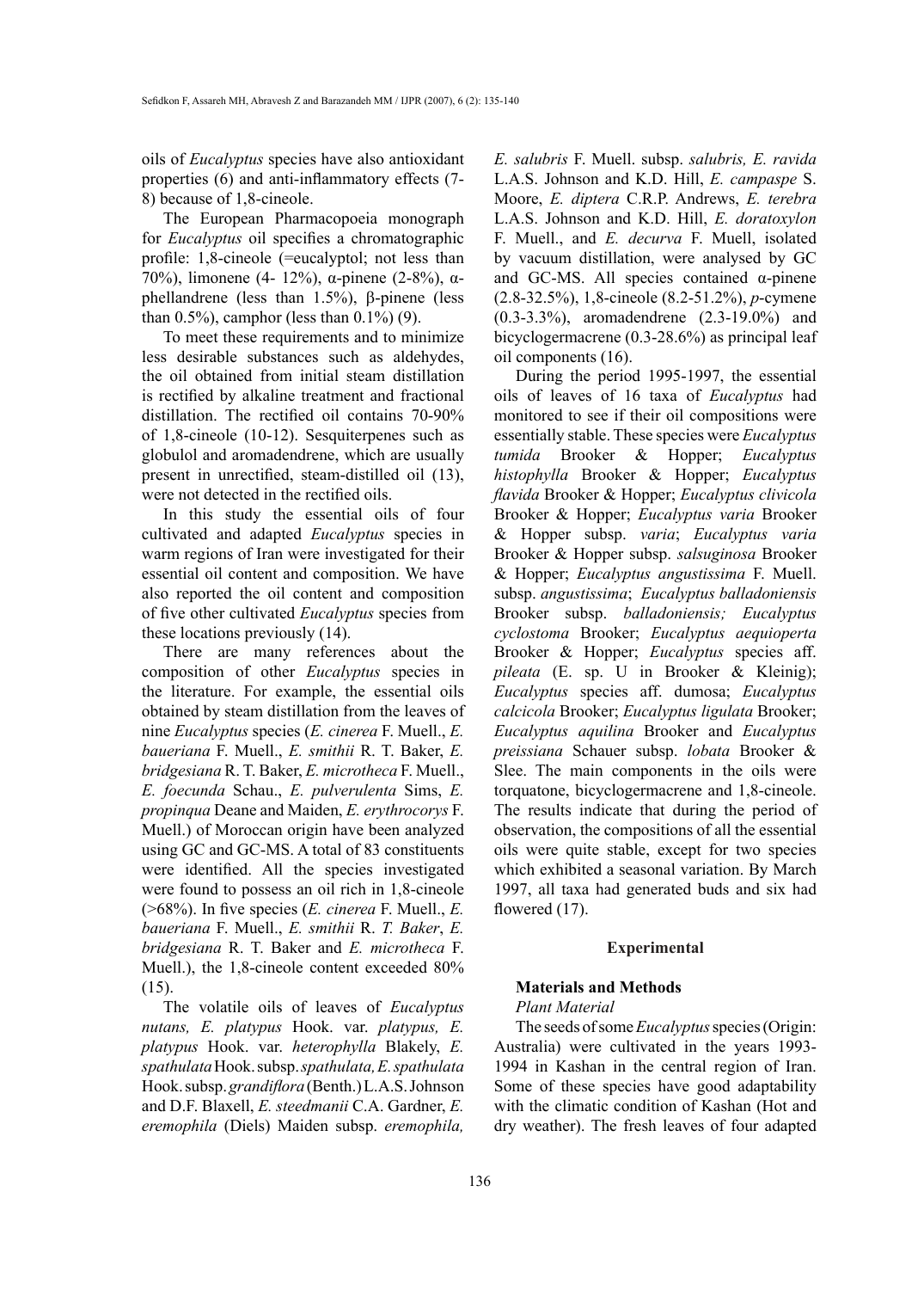oils of *Eucalyptus* species have also antioxidant properties (6) and anti-inflammatory effects (7-8) because of 1,8-cineole.

The European Pharmacopoeia monograph for *Eucalyptus* oil specifies a chromatographic profile: 1,8-cineole (=eucalyptol; not less than 70%), limonene (4- 12%), α-pinene (2-8%), α-phellandrene (less than 1.5%), β-pinene (less than 0.5%), camphor (less than 0.1%) (9).

To meet these requirements and to minimize less desirable substances such as aldehydes, the oil obtained from initial steam distillation is rectified by alkaline treatment and fractional distillation. The rectified oil contains 70-90% of 1,8-cineole (10-12). Sesquiterpenes such as globulol and aromadendrene, which are usually present in unrectified, steam-distilled oil (13), were not detected in the rectified oils.

In this study the essential oils of four cultivated and adapted *Eucalyptus* species in warm regions of Iran were investigated for their essential oil content and composition. We have also reported the oil content and composition of five other cultivated *Eucalyptus* species from these locations previously (14).

There are many references about the composition of other *Eucalyptus* species in the literature. For example, the essential oils obtained by steam distillation from the leaves of nine *Eucalyptus* species (*E. cinerea* F. Muell., *E. baueriana* F. Muell., *E. smithii* R. T. Baker, *E. bridgesiana* R. T. Baker, *E. microtheca* F. Muell., *E. foecunda* Schau., *E. pulverulenta* Sims, *E. propinqua* Deane and Maiden, *E. erythrocorys* F. Muell.) of Moroccan origin have been analyzed using GC and GC-MS. A total of 83 constituents were identified. All the species investigated were found to possess an oil rich in 1,8-cineole (>68%). In five species (*E. cinerea* F. Muell., *E. baueriana* F. Muell., *E. smithii* R. *T. Baker*, *E. bridgesiana* R. T. Baker and *E. microtheca* F. Muell.), the 1,8-cineole content exceeded 80% (15).

The volatile oils of leaves of *Eucalyptus nutans, E. platypus* Hook. var. *platypus, E. platypus* Hook. var. *heterophylla* Blakely, *E. spathulata* Hook. subsp. *spathulata, E. spathulata* Hook. subsp. *grandiflora* (Benth.) L.A.S. Johnson and D.F. Blaxell, *E. steedmanii* C.A. Gardner, *E. eremophila* (Diels) Maiden subsp. *eremophila, E. salubris* F. Muell. subsp. *salubris, E. ravida* L.A.S. Johnson and K.D. Hill, *E. campaspe* S. Moore, *E. diptera* C.R.P. Andrews, *E. terebra* L.A.S. Johnson and K.D. Hill, *E. doratoxylon* F. Muell., and *E. decurva* F. Muell, isolated by vacuum distillation, were analysed by GC and GC-MS. All species contained α-pinene (2.8-32.5%), 1,8-cineole (8.2-51.2%), *p*-cymene (0.3-3.3%), aromadendrene (2.3-19.0%) and bicyclogermacrene (0.3-28.6%) as principal leaf oil components (16).

During the period 1995-1997, the essential oils of leaves of 16 taxa of *Eucalyptus* had monitored to see if their oil compositions were essentially stable. These species were *Eucalyptus tumida* Brooker & Hopper; *Eucalyptus histophylla* Brooker & Hopper; *Eucalyptus flavida* Brooker & Hopper; *Eucalyptus clivicola* Brooker & Hopper; *Eucalyptus varia* Brooker & Hopper subsp. *varia*; *Eucalyptus varia* Brooker & Hopper subsp. *salsuginosa* Brooker & Hopper; *Eucalyptus angustissima* F. Muell. subsp. *angustissima*; *Eucalyptus balladoniensis* Brooker subsp. *balladoniensis; Eucalyptus cyclostoma* Brooker; *Eucalyptus aequioperta* Brooker & Hopper; *Eucalyptus* species aff. *pileata* (E. sp. U in Brooker & Kleinig); *Eucalyptus* species aff. dumosa; *Eucalyptus calcicola* Brooker; *Eucalyptus ligulata* Brooker; *Eucalyptus aquilina* Brooker and *Eucalyptus preissiana* Schauer subsp. *lobata* Brooker & Slee. The main components in the oils were torquatone, bicyclogermacrene and 1,8-cineole. The results indicate that during the period of observation, the compositions of all the essential oils were quite stable, except for two species which exhibited a seasonal variation. By March 1997, all taxa had generated buds and six had flowered (17).

## Experimental

### Materials and Methods

*Plant Material*

The seeds of some *Eucalyptus* species (Origin: Australia) were cultivated in the years 1993-1994 in Kashan in the central region of Iran. Some of these species have good adaptability with the climatic condition of Kashan (Hot and dry weather). The fresh leaves of four adapted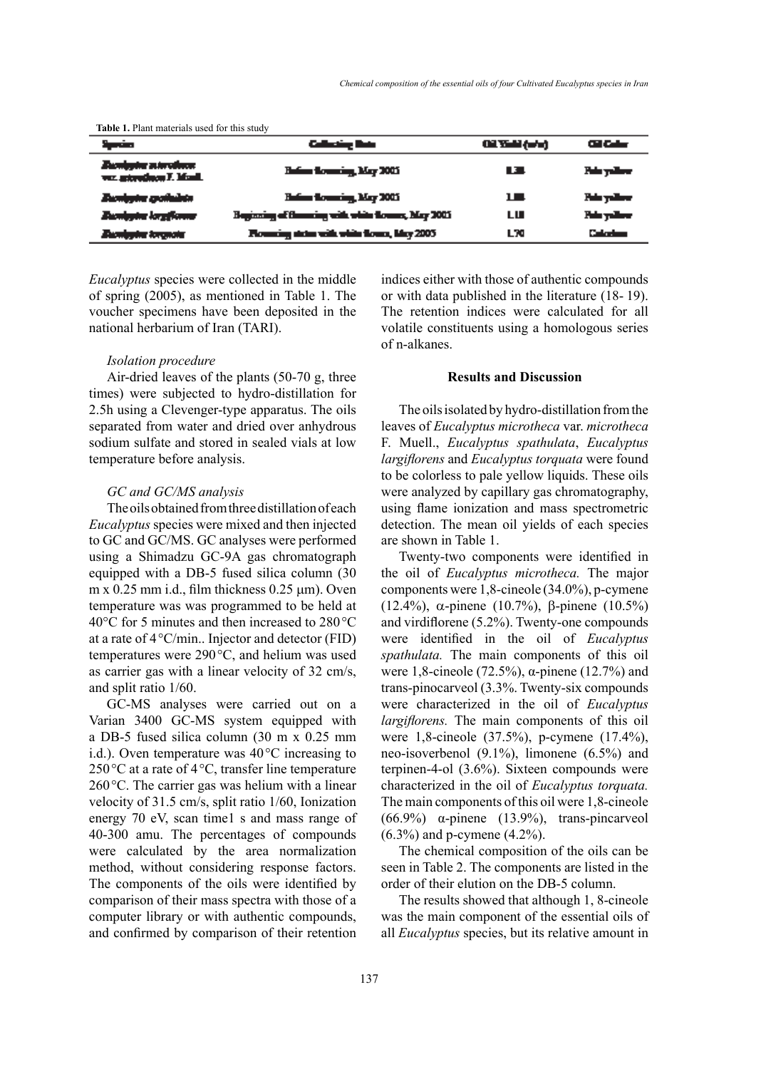**Table 1.** Plant materials used for this study

| Species | Collecting Date | Oil Yield (w/w) | Oil Color |
|---|---|---|---|
| *Eucalyptus microtheca* var. *microtheca* F. Muell. | Before flowering, May 2005 | 1.38 | Pale yellow |
| *Eucalyptus spathulata* | Before flowering, May 2005 | 1.88 | Pale yellow |
| *Eucalyptus largiflorens* | Beginning of flowering with white flowers, May 2005 | 1.18 | Pale yellow |
| *Eucalyptus torquata* | Flowering status with white flowers, May 2005 | 1.70 | Colorless |

*Eucalyptus* species were collected in the middle of spring (2005), as mentioned in Table 1. The voucher specimens have been deposited in the national herbarium of Iran (TARI).

*Isolation procedure*

Air-dried leaves of the plants (50-70 g, three times) were subjected to hydro-distillation for 2.5h using a Clevenger-type apparatus. The oils separated from water and dried over anhydrous sodium sulfate and stored in sealed vials at low temperature before analysis.

*GC and GC/MS analysis*

The oils obtained from three distillation of each *Eucalyptus* species were mixed and then injected to GC and GC/MS. GC analyses were performed using a Shimadzu GC-9A gas chromatograph equipped with a DB-5 fused silica column (30 m x 0.25 mm i.d., film thickness 0.25 µm). Oven temperature was was programmed to be held at 40°C for 5 minutes and then increased to 280 °C at a rate of 4 °C/min.. Injector and detector (FID) temperatures were 290 °C, and helium was used as carrier gas with a linear velocity of 32 cm/s, and split ratio 1/60.

GC-MS analyses were carried out on a Varian 3400 GC-MS system equipped with a DB-5 fused silica column (30 m x 0.25 mm i.d.). Oven temperature was 40 °C increasing to 250 °C at a rate of 4 °C, transfer line temperature 260 °C. The carrier gas was helium with a linear velocity of 31.5 cm/s, split ratio 1/60, Ionization energy 70 eV, scan time1 s and mass range of 40-300 amu. The percentages of compounds were calculated by the area normalization method, without considering response factors. The components of the oils were identified by comparison of their mass spectra with those of a computer library or with authentic compounds, and confirmed by comparison of their retention indices either with those of authentic compounds or with data published in the literature (18- 19). The retention indices were calculated for all volatile constituents using a homologous series of n-alkanes.

## Results and Discussion

The oils isolated by hydro-distillation from the leaves of *Eucalyptus microtheca* var. *microtheca* F. Muell., *Eucalyptus spathulata*, *Eucalyptus largiflorens* and *Eucalyptus torquata* were found to be colorless to pale yellow liquids. These oils were analyzed by capillary gas chromatography, using flame ionization and mass spectrometric detection. The mean oil yields of each species are shown in Table 1.

Twenty-two components were identified in the oil of *Eucalyptus microtheca.* The major components were 1,8-cineole (34.0%), p-cymene (12.4%), α-pinene (10.7%), β-pinene (10.5%) and virdiflorene (5.2%). Twenty-one compounds were identified in the oil of *Eucalyptus spathulata.* The main components of this oil were 1,8-cineole (72.5%), α-pinene (12.7%) and trans-pinocarveol (3.3%. Twenty-six compounds were characterized in the oil of *Eucalyptus largiflorens.* The main components of this oil were 1,8-cineole (37.5%), p-cymene (17.4%), neo-isoverbenol (9.1%), limonene (6.5%) and terpinen-4-ol (3.6%). Sixteen compounds were characterized in the oil of *Eucalyptus torquata.* The main components of this oil were 1,8-cineole (66.9%) α-pinene (13.9%), trans-pincarveol (6.3%) and p-cymene (4.2%).

The chemical composition of the oils can be seen in Table 2. The components are listed in the order of their elution on the DB-5 column.

The results showed that although 1, 8-cineole was the main component of the essential oils of all *Eucalyptus* species, but its relative amount in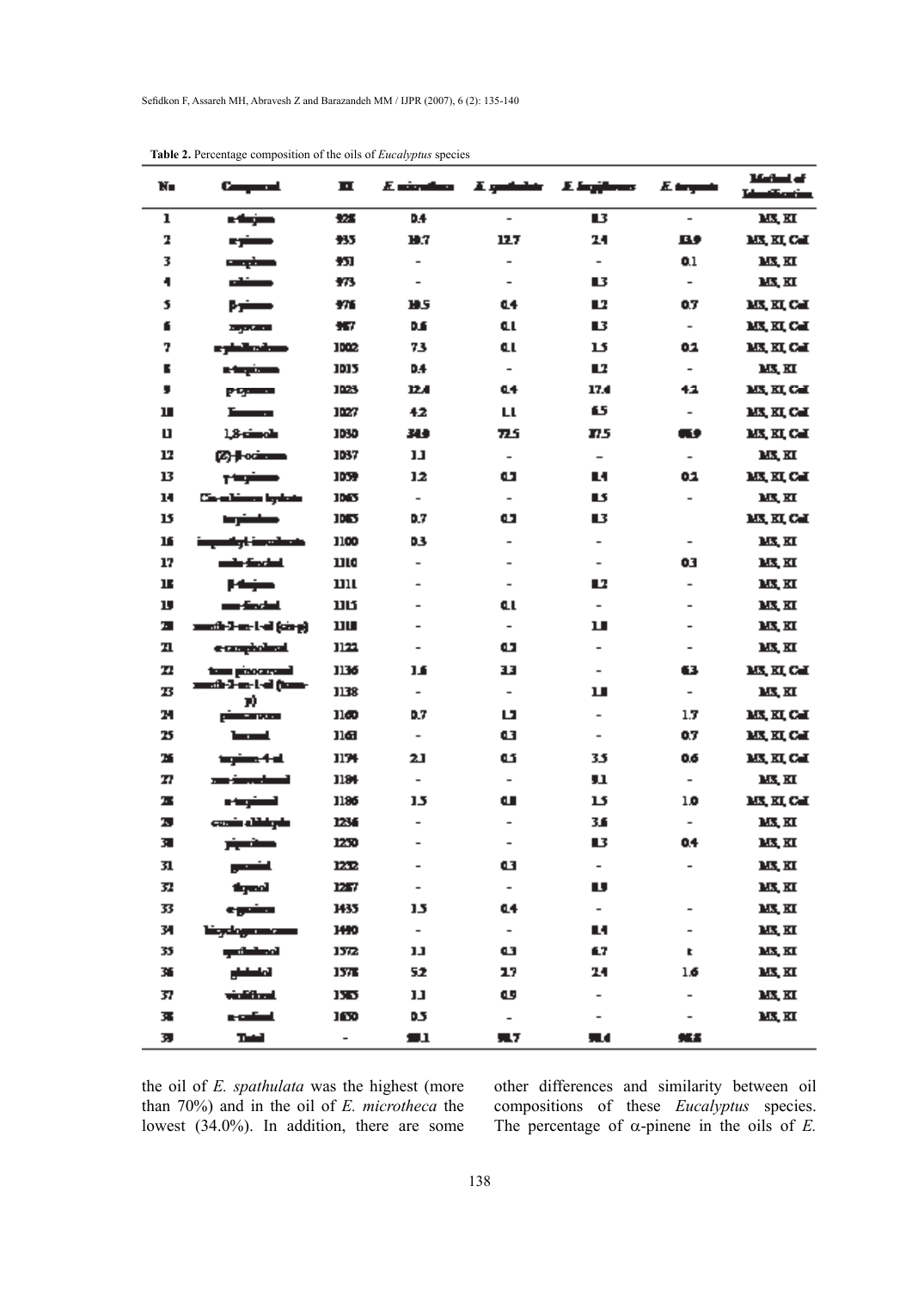**Table 2.** Percentage composition of the oils of *Eucalyptus* species

| No | Compound | RI | *E. microtheca* | *E. spathulata* | *E. largiflorens* | *E. torquata* | Method of Identification |
|---|---|---|---|---|---|---|---|
| 1 | α-thujene | 928 | 0.4 | - | 0.3 | - | MS, RI |
| 2 | α-pinene | 935 | 10.7 | 12.7 | 2.4 | 13.9 | MS, RI, CoI |
| 3 | camphene | 951 | - | - | - | 0.1 | MS, RI |
| 4 | sabinene | 973 | - | - | 0.3 | - | MS, RI |
| 5 | β-pinene | 976 | 10.5 | 0.4 | 0.2 | 0.7 | MS, RI, CoI |
| 6 | myrcene | 987 | 0.6 | 0.1 | 0.3 | - | MS, RI, CoI |
| 7 | α-phellandrene | 1002 | 7.3 | 0.1 | 1.5 | 0.2 | MS, RI, CoI |
| 8 | α-terpinene | 1015 | 0.4 | - | 0.2 | - | MS, RI |
| 9 | p-cymene | 1023 | 12.4 | 0.4 | 17.4 | 4.2 | MS, RI, CoI |
| 10 | limonene | 1027 | 4.2 | 1.1 | 6.5 | - | MS, RI, CoI |
| 11 | 1,8-cineole | 1030 | 34.0 | 72.5 | 37.5 | 64.9 | MS, RI, CoI |
| 12 | (Z)-β-ocimene | 1037 | 1.1 | - | - | - | MS, RI |
| 13 | γ-terpinene | 1059 | 1.2 | 0.2 | 0.4 | 0.2 | MS, RI, CoI |
| 14 | Cis-sabinene hydrate | 1065 | - | - | 0.5 | - | MS, RI |
| 15 | terpinolene | 1085 | 0.7 | 0.2 | 0.3 | | MS, RI, CoI |
| 16 | isopentyl-isovalerate | 1100 | 0.3 | - | - | - | MS, RI |
| 17 | endo-fenchol | 1110 | - | - | - | 0.3 | MS, RI |
| 18 | β-thujone | 1111 | - | - | 0.2 | - | MS, RI |
| 19 | exo-fenchol | 1115 | - | 0.1 | - | - | MS, RI |
| 20 | menth-2-en-1-ol (cis-p) | 1118 | - | - | 1.0 | - | MS, RI |
| 21 | α-campholenal | 1122 | - | 0.2 | - | - | MS, RI |
| 22 | trans pinocarveol | 1136 | 1.6 | 3.3 | - | 6.3 | MS, RI, CoI |
| 23 | menth-2-en-1-ol (trans-p) | 1138 | - | - | 1.0 | - | MS, RI |
| 24 | pinocarvone | 1160 | 0.7 | 1.2 | - | 1.7 | MS, RI, CoI |
| 25 | borneol | 1163 | - | 0.3 | - | 0.7 | MS, RI, CoI |
| 26 | terpinen-4-ol | 1174 | 2.1 | 0.5 | 3.5 | 0.6 | MS, RI, CoI |
| 27 | neo-isoverbanol | 1184 | - | - | 9.1 | - | MS, RI |
| 28 | α-terpineol | 1186 | 1.5 | 0.8 | 1.5 | 1.0 | MS, RI, CoI |
| 29 | cumin aldehyde | 1236 | - | - | 3.6 | - | MS, RI |
| 30 | piperitone | 1250 | - | - | 0.3 | 0.4 | MS, RI |
| 31 | geraniol | 1252 | - | 0.3 | - | - | MS, RI |
| 32 | thymol | 1287 | - | - | 0.9 | | MS, RI |
| 33 | α-gurjunene | 1435 | 1.5 | 0.4 | - | - | MS, RI |
| 34 | bicyclogermacrene | 1490 | - | - | 0.4 | - | MS, RI |
| 35 | spathulenol | 1572 | 1.1 | 0.3 | 6.7 | t | MS, RI |
| 36 | globulol | 1578 | 5.2 | 2.7 | 2.4 | 1.6 | MS, RI |
| 37 | viridiflorol | 1585 | 1.1 | 0.9 | - | - | MS, RI |
| 38 | α-cadinol | 1650 | 0.5 | - | - | - | MS, RI |
| 39 | Total | - | 99.1 | 98.7 | 98.4 | 96.8 | |

the oil of *E. spathulata* was the highest (more than 70%) and in the oil of *E. microtheca* the lowest (34.0%). In addition, there are some other differences and similarity between oil compositions of these *Eucalyptus* species. The percentage of α-pinene in the oils of *E.*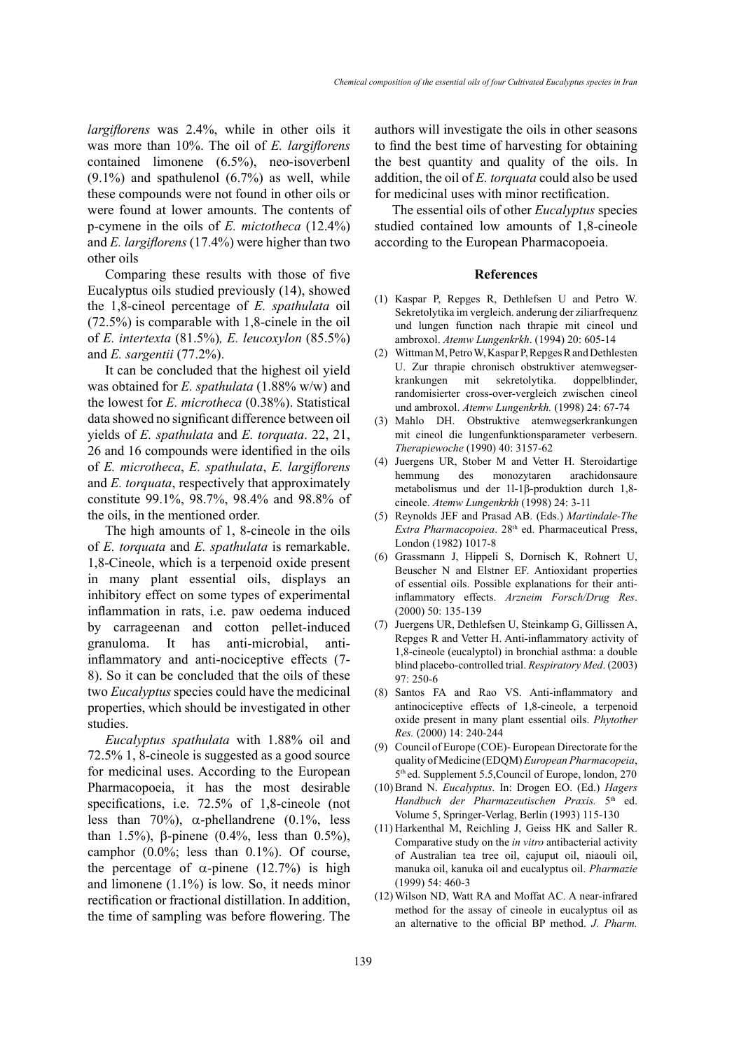*largiflorens* was 2.4%, while in other oils it was more than 10%. The oil of *E. largiflorens* contained limonene (6.5%), neo-isoverbenl (9.1%) and spathulenol (6.7%) as well, while these compounds were not found in other oils or were found at lower amounts. The contents of p-cymene in the oils of *E. mictotheca* (12.4%) and *E. largiflorens* (17.4%) were higher than two other oils

Comparing these results with those of five Eucalyptus oils studied previously (14), showed the 1,8-cineol percentage of *E. spathulata* oil (72.5%) is comparable with 1,8-cinele in the oil of *E. intertexta* (81.5%)*, E. leucoxylon* (85.5%) and *E. sargentii* (77.2%).

It can be concluded that the highest oil yield was obtained for *E. spathulata* (1.88% w/w) and the lowest for *E. microtheca* (0.38%). Statistical data showed no significant difference between oil yields of *E. spathulata* and *E. torquata*. 22, 21, 26 and 16 compounds were identified in the oils of *E. microtheca*, *E. spathulata*, *E. largiflorens* and *E. torquata*, respectively that approximately constitute 99.1%, 98.7%, 98.4% and 98.8% of the oils, in the mentioned order.

The high amounts of 1, 8-cineole in the oils of *E. torquata* and *E. spathulata* is remarkable. 1,8-Cineole, which is a terpenoid oxide present in many plant essential oils, displays an inhibitory effect on some types of experimental inflammation in rats, i.e. paw oedema induced by carrageenan and cotton pellet-induced granuloma. It has anti-microbial, anti-inflammatory and anti-nociceptive effects (7-8). So it can be concluded that the oils of these two *Eucalyptus* species could have the medicinal properties, which should be investigated in other studies.

*Eucalyptus spathulata* with 1.88% oil and 72.5% 1, 8-cineole is suggested as a good source for medicinal uses. According to the European Pharmacopoeia, it has the most desirable specifications, i.e. 72.5% of 1,8-cineole (not less than 70%), α-phellandrene (0.1%, less than 1.5%), β-pinene (0.4%, less than 0.5%), camphor (0.0%; less than 0.1%). Of course, the percentage of α-pinene (12.7%) is high and limonene (1.1%) is low. So, it needs minor rectification or fractional distillation. In addition, the time of sampling was before flowering. The authors will investigate the oils in other seasons to find the best time of harvesting for obtaining the best quantity and quality of the oils. In addition, the oil of *E. torquata* could also be used for medicinal uses with minor rectification.

The essential oils of other *Eucalyptus* species studied contained low amounts of 1,8-cineole according to the European Pharmacopoeia.

## References

(1) Kaspar P, Repges R, Dethlefsen U and Petro W. Sekretolytika im vergleich. anderung der ziliarfrequenz und lungen function nach thrapie mit cineol und ambroxol. *Atemw Lungenkrkh*. (1994) 20: 605-14

(2) Wittman M, Petro W, Kaspar P, Repges R and Dethlesten U. Zur thrapie chronisch obstruktiver atemwegser-krankungen mit sekretolytika. doppelblinder, randomisierter cross-over-vergleich zwischen cineol und ambroxol. *Atemw Lungenkrkh.* (1998) 24: 67-74

(3) Mahlo DH. Obstruktive atemwegserkrankungen mit cineol die lungenfunktionsparameter verbesern. *Therapiewoche* (1990) 40: 3157-62

(4) Juergens UR, Stober M and Vetter H. Steroidartige hemmung des monozytaren arachidonsaure metabolismus und der 1l-1β-produktion durch 1,8-cineole. *Atemw Lungenkrkh* (1998) 24: 3-11

(5) Reynolds JEF and Prasad AB. (Eds.) *Martindale-The Extra Pharmacopoiea*. 28th ed. Pharmaceutical Press, London (1982) 1017-8

(6) Grassmann J, Hippeli S, Dornisch K, Rohnert U, Beuscher N and Elstner EF. Antioxidant properties of essential oils. Possible explanations for their anti-inflammatory effects. *Arzneim Forsch/Drug Res*. (2000) 50: 135-139

(7) Juergens UR, Dethlefsen U, Steinkamp G, Gillissen A, Repges R and Vetter H. Anti-inflammatory activity of 1,8-cineole (eucalyptol) in bronchial asthma: a double blind placebo-controlled trial. *Respiratory Med*. (2003) 97: 250-6

(8) Santos FA and Rao VS. Anti-inflammatory and antinociceptive effects of 1,8-cineole, a terpenoid oxide present in many plant essential oils. *Phytother Res.* (2000) 14: 240-244

(9) Council of Europe (COE)- European Directorate for the quality of Medicine (EDQM) *European Pharmacopeia*, 5th ed. Supplement 5.5,Council of Europe, london, 270

(10) Brand N. *Eucalyptus*. In: Drogen EO. (Ed.) *Hagers Handbuch der Pharmazeutischen Praxis.* 5th ed. Volume 5, Springer-Verlag, Berlin (1993) 115-130

(11) Harkenthal M, Reichling J, Geiss HK and Saller R. Comparative study on the *in vitro* antibacterial activity of Australian tea tree oil, cajuput oil, niaouli oil, manuka oil, kanuka oil and eucalyptus oil. *Pharmazie* (1999) 54: 460-3

(12) Wilson ND, Watt RA and Moffat AC. A near-infrared method for the assay of cineole in eucalyptus oil as an alternative to the official BP method. *J. Pharm.*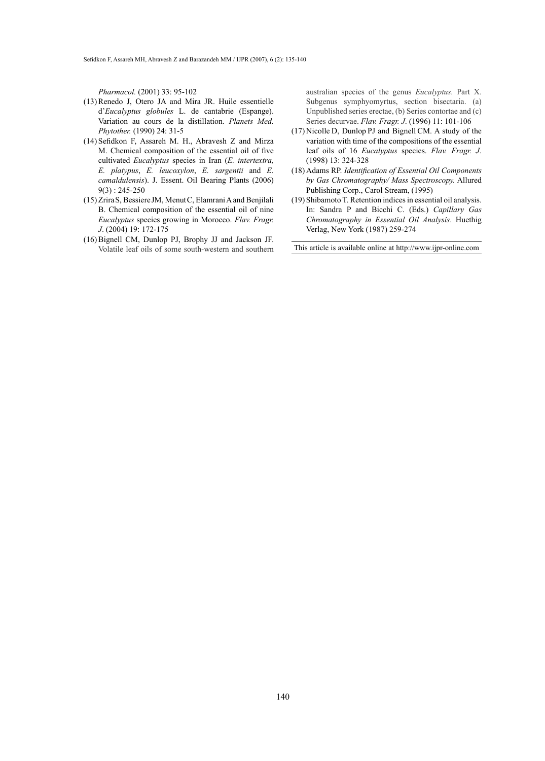*Pharmacol.* (2001) 33: 95-102

(13) Renedo J, Otero JA and Mira JR. Huile essentielle d'*Eucalyptus globules* L. de cantabrie (Espange). Variation au cours de la distillation. *Planets Med. Phytother.* (1990) 24: 31-5

(14) Sefidkon F, Assareh M. H., Abravesh Z and Mirza M. Chemical composition of the essential oil of five cultivated *Eucalyptus* species in Iran (*E. intertextra, E. platypus*, *E. leucoxylon*, *E. sargentii* and *E. camaldulensis*). J. Essent. Oil Bearing Plants (2006) 9(3) : 245-250

(15) Zrira S, Bessiere JM, Menut C, Elamrani A and Benjilali B. Chemical composition of the essential oil of nine *Eucalyptus* species growing in Morocco. *Flav. Fragr. J*. (2004) 19: 172-175

(16) Bignell CM, Dunlop PJ, Brophy JJ and Jackson JF. Volatile leaf oils of some south-western and southern australian species of the genus *Eucalyptus.* Part X. Subgenus symphyomyrtus, section bisectaria. (a) Unpublished series erectae, (b) Series contortae and (c) Series decurvae. *Flav. Fragr. J*. (1996) 11: 101-106

(17) Nicolle D, Dunlop PJ and Bignell CM. A study of the variation with time of the compositions of the essential leaf oils of 16 *Eucalyptus* species. *Flav. Fragr. J*. (1998) 13: 324-328

(18) Adams RP. *Identification of Essential Oil Components by Gas Chromatography/ Mass Spectroscopy.* Allured Publishing Corp., Carol Stream, (1995)

(19) Shibamoto T. Retention indices in essential oil analysis. In: Sandra P and Bicchi C. (Eds.) *Capillary Gas Chromatography in Essential Oil Analysis*. Huethig Verlag, New York (1987) 259-274

This article is available online at http://www.ijpr-online.com